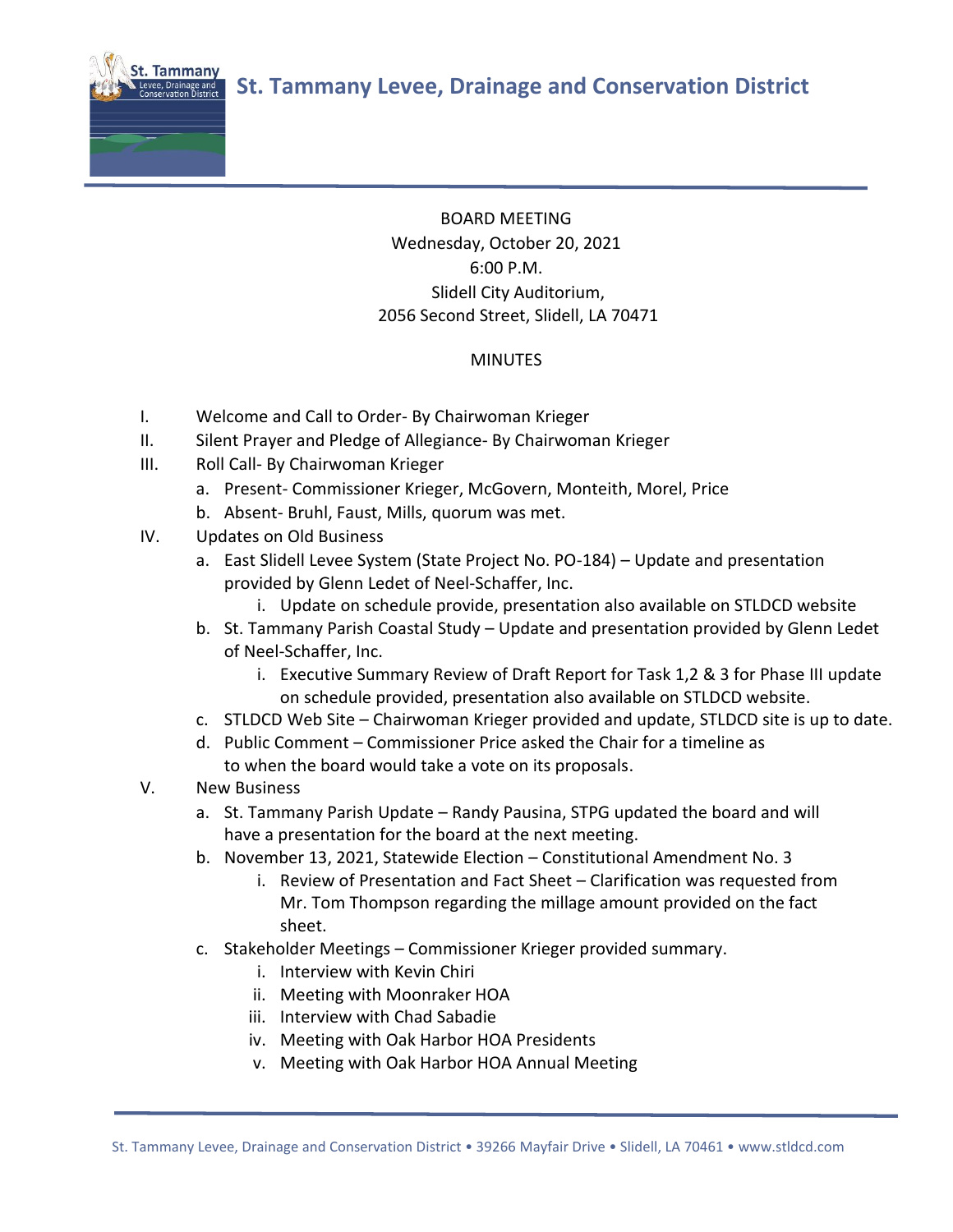# St. Tammany Levee, Drainage and Conservation District

BOARD MEETING
Wednesday, October 20, 2021
6:00 P.M.
Slidell City Auditorium,
2056 Second Street, Slidell, LA 70471

MINUTES

I. Welcome and Call to Order- By Chairwoman Krieger

II. Silent Prayer and Pledge of Allegiance- By Chairwoman Krieger

III. Roll Call- By Chairwoman Krieger
   a. Present- Commissioner Krieger, McGovern, Monteith, Morel, Price
   b. Absent- Bruhl, Faust, Mills, quorum was met.

IV. Updates on Old Business
   a. East Slidell Levee System (State Project No. PO-184) – Update and presentation provided by Glenn Ledet of Neel-Schaffer, Inc.
      i. Update on schedule provide, presentation also available on STLDCD website
   b. St. Tammany Parish Coastal Study – Update and presentation provided by Glenn Ledet of Neel-Schaffer, Inc.
      i. Executive Summary Review of Draft Report for Task 1,2 & 3 for Phase III update on schedule provided, presentation also available on STLDCD website.
   c. STLDCD Web Site – Chairwoman Krieger provided and update, STLDCD site is up to date.
   d. Public Comment – Commissioner Price asked the Chair for a timeline as to when the board would take a vote on its proposals.

V. New Business
   a. St. Tammany Parish Update – Randy Pausina, STPG updated the board and will have a presentation for the board at the next meeting.
   b. November 13, 2021, Statewide Election – Constitutional Amendment No. 3
      i. Review of Presentation and Fact Sheet – Clarification was requested from Mr. Tom Thompson regarding the millage amount provided on the fact sheet.
   c. Stakeholder Meetings – Commissioner Krieger provided summary.
      i. Interview with Kevin Chiri
      ii. Meeting with Moonraker HOA
      iii. Interview with Chad Sabadie
      iv. Meeting with Oak Harbor HOA Presidents
      v. Meeting with Oak Harbor HOA Annual Meeting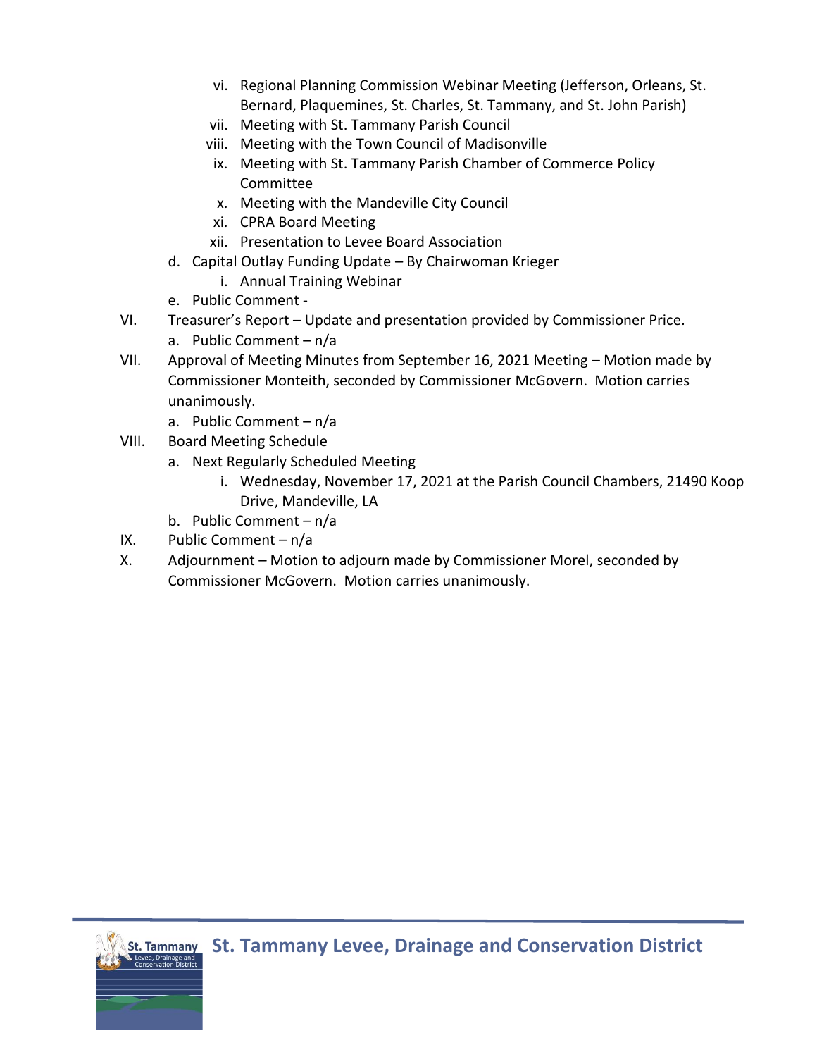- vi. Regional Planning Commission Webinar Meeting (Jefferson, Orleans, St. Bernard, Plaquemines, St. Charles, St. Tammany, and St. John Parish)
- vii. Meeting with St. Tammany Parish Council
- viii. Meeting with the Town Council of Madisonville
- ix. Meeting with St. Tammany Parish Chamber of Commerce Policy Committee
- x. Meeting with the Mandeville City Council
- xi. CPRA Board Meeting
- xii. Presentation to Levee Board Association

d. Capital Outlay Funding Update – By Chairwoman Krieger

- i. Annual Training Webinar

e. Public Comment -

VI. Treasurer's Report – Update and presentation provided by Commissioner Price.

a. Public Comment – n/a

VII. Approval of Meeting Minutes from September 16, 2021 Meeting – Motion made by Commissioner Monteith, seconded by Commissioner McGovern. Motion carries unanimously.

a. Public Comment – n/a

VIII. Board Meeting Schedule

a. Next Regularly Scheduled Meeting

- i. Wednesday, November 17, 2021 at the Parish Council Chambers, 21490 Koop Drive, Mandeville, LA

b. Public Comment – n/a

IX. Public Comment – n/a

X. Adjournment – Motion to adjourn made by Commissioner Morel, seconded by Commissioner McGovern. Motion carries unanimously.